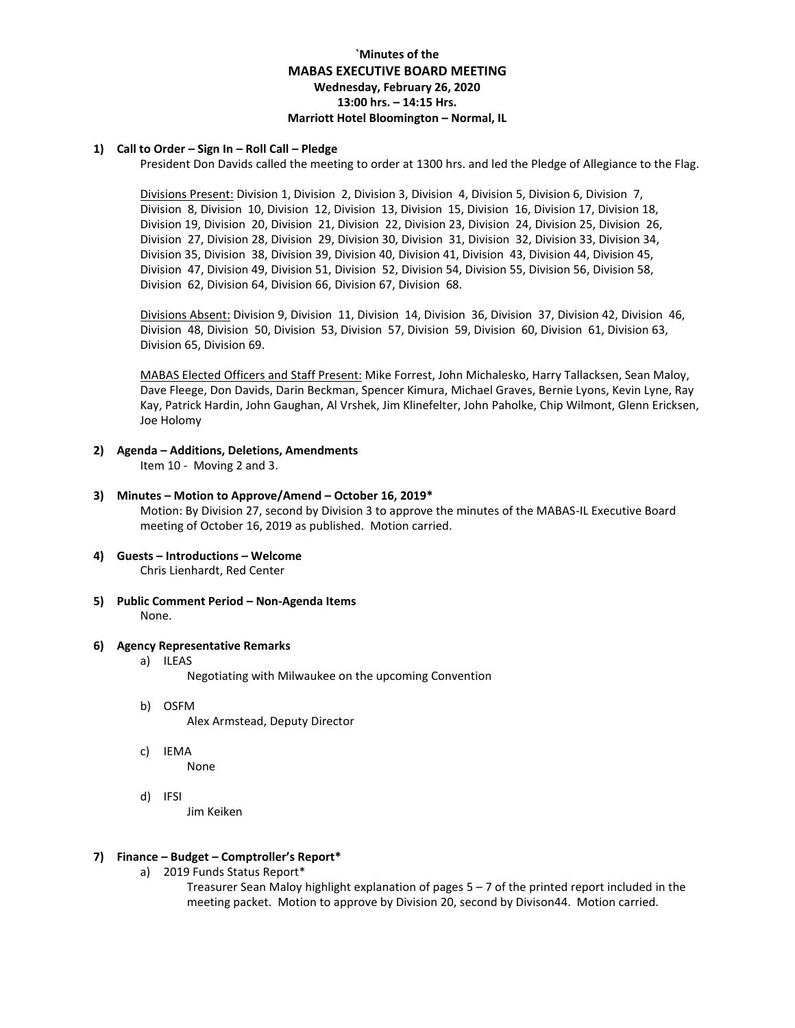**`Minutes of the**
**MABAS EXECUTIVE BOARD MEETING**
**Wednesday, February 26, 2020**
**13:00 hrs. – 14:15 Hrs.**
**Marriott Hotel Bloomington – Normal, IL**

**1) Call to Order – Sign In – Roll Call – Pledge**

President Don Davids called the meeting to order at 1300 hrs. and led the Pledge of Allegiance to the Flag.

Divisions Present: Division 1, Division 2, Division 3, Division 4, Division 5, Division 6, Division 7, Division 8, Division 10, Division 12, Division 13, Division 15, Division 16, Division 17, Division 18, Division 19, Division 20, Division 21, Division 22, Division 23, Division 24, Division 25, Division 26, Division 27, Division 28, Division 29, Division 30, Division 31, Division 32, Division 33, Division 34, Division 35, Division 38, Division 39, Division 40, Division 41, Division 43, Division 44, Division 45, Division 47, Division 49, Division 51, Division 52, Division 54, Division 55, Division 56, Division 58, Division 62, Division 64, Division 66, Division 67, Division 68.

Divisions Absent: Division 9, Division 11, Division 14, Division 36, Division 37, Division 42, Division 46, Division 48, Division 50, Division 53, Division 57, Division 59, Division 60, Division 61, Division 63, Division 65, Division 69.

MABAS Elected Officers and Staff Present: Mike Forrest, John Michalesko, Harry Tallacksen, Sean Maloy, Dave Fleege, Don Davids, Darin Beckman, Spencer Kimura, Michael Graves, Bernie Lyons, Kevin Lyne, Ray Kay, Patrick Hardin, John Gaughan, Al Vrshek, Jim Klinefelter, John Paholke, Chip Wilmont, Glenn Ericksen, Joe Holomy

**2) Agenda – Additions, Deletions, Amendments**

Item 10 - Moving 2 and 3.

**3) Minutes – Motion to Approve/Amend – October 16, 2019***

Motion: By Division 27, second by Division 3 to approve the minutes of the MABAS-IL Executive Board meeting of October 16, 2019 as published. Motion carried.

**4) Guests – Introductions – Welcome**

Chris Lienhardt, Red Center

**5) Public Comment Period – Non-Agenda Items**

None.

**6) Agency Representative Remarks**

a) ILEAS

Negotiating with Milwaukee on the upcoming Convention

b) OSFM

Alex Armstead, Deputy Director

c) IEMA

None

d) IFSI

Jim Keiken

**7) Finance – Budget – Comptroller's Report***

a) 2019 Funds Status Report*

Treasurer Sean Maloy highlight explanation of pages 5 – 7 of the printed report included in the meeting packet. Motion to approve by Division 20, second by Divison44. Motion carried.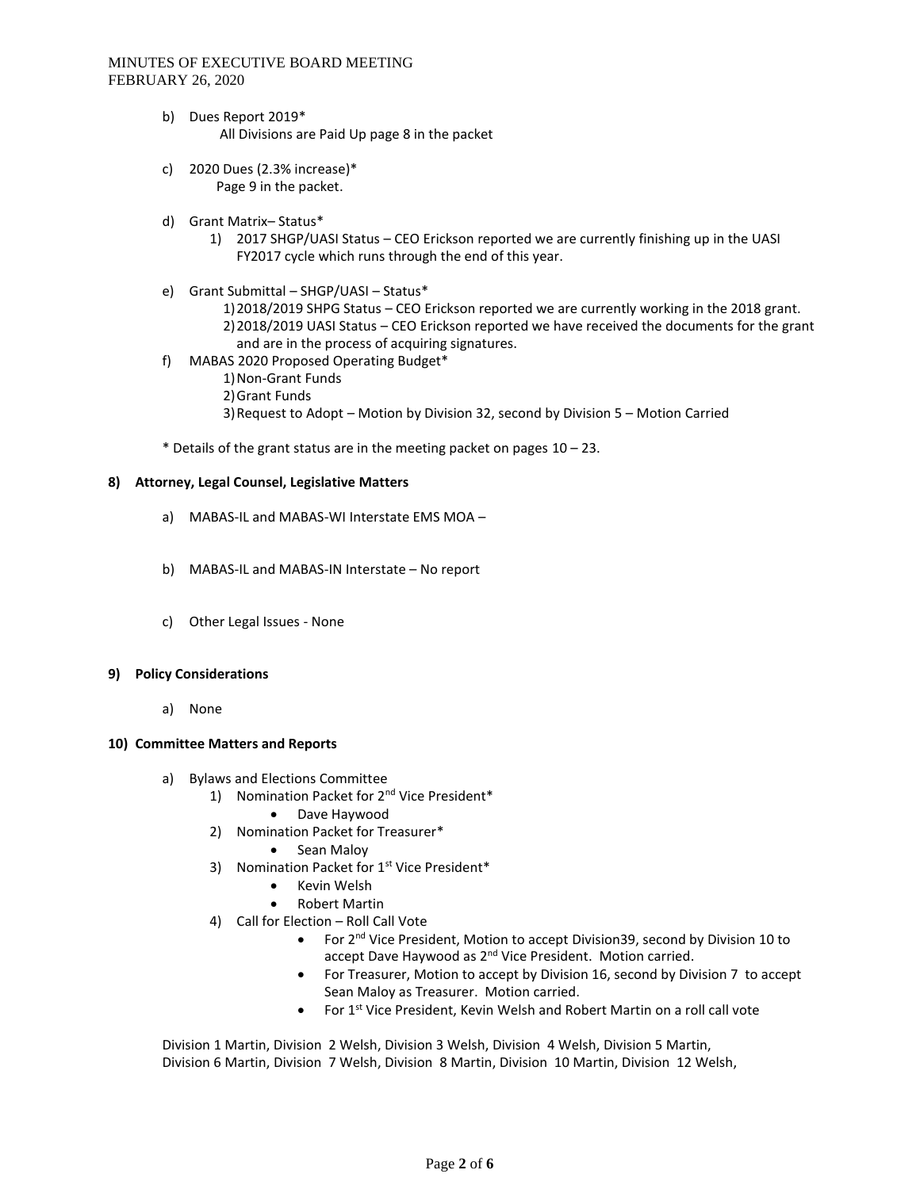b) Dues Report 2019*
   All Divisions are Paid Up page 8 in the packet

c) 2020 Dues (2.3% increase)*
   Page 9 in the packet.

d) Grant Matrix– Status*
   1) 2017 SHGP/UASI Status – CEO Erickson reported we are currently finishing up in the UASI FY2017 cycle which runs through the end of this year.

e) Grant Submittal – SHGP/UASI – Status*
   1) 2018/2019 SHPG Status – CEO Erickson reported we are currently working in the 2018 grant.
   2) 2018/2019 UASI Status – CEO Erickson reported we have received the documents for the grant and are in the process of acquiring signatures.

f) MABAS 2020 Proposed Operating Budget*
   1) Non-Grant Funds
   2) Grant Funds
   3) Request to Adopt – Motion by Division 32, second by Division 5 – Motion Carried

* Details of the grant status are in the meeting packet on pages 10 – 23.

**8) Attorney, Legal Counsel, Legislative Matters**

a) MABAS-IL and MABAS-WI Interstate EMS MOA –

b) MABAS-IL and MABAS-IN Interstate – No report

c) Other Legal Issues - None

**9) Policy Considerations**

a) None

**10) Committee Matters and Reports**

a) Bylaws and Elections Committee
   1) Nomination Packet for 2nd Vice President*
      - Dave Haywood
   2) Nomination Packet for Treasurer*
      - Sean Maloy
   3) Nomination Packet for 1st Vice President*
      - Kevin Welsh
      - Robert Martin
   4) Call for Election – Roll Call Vote
      - For 2nd Vice President, Motion to accept Division39, second by Division 10 to accept Dave Haywood as 2nd Vice President. Motion carried.
      - For Treasurer, Motion to accept by Division 16, second by Division 7 to accept Sean Maloy as Treasurer. Motion carried.
      - For 1st Vice President, Kevin Welsh and Robert Martin on a roll call vote

Division 1 Martin, Division 2 Welsh, Division 3 Welsh, Division 4 Welsh, Division 5 Martin, Division 6 Martin, Division 7 Welsh, Division 8 Martin, Division 10 Martin, Division 12 Welsh,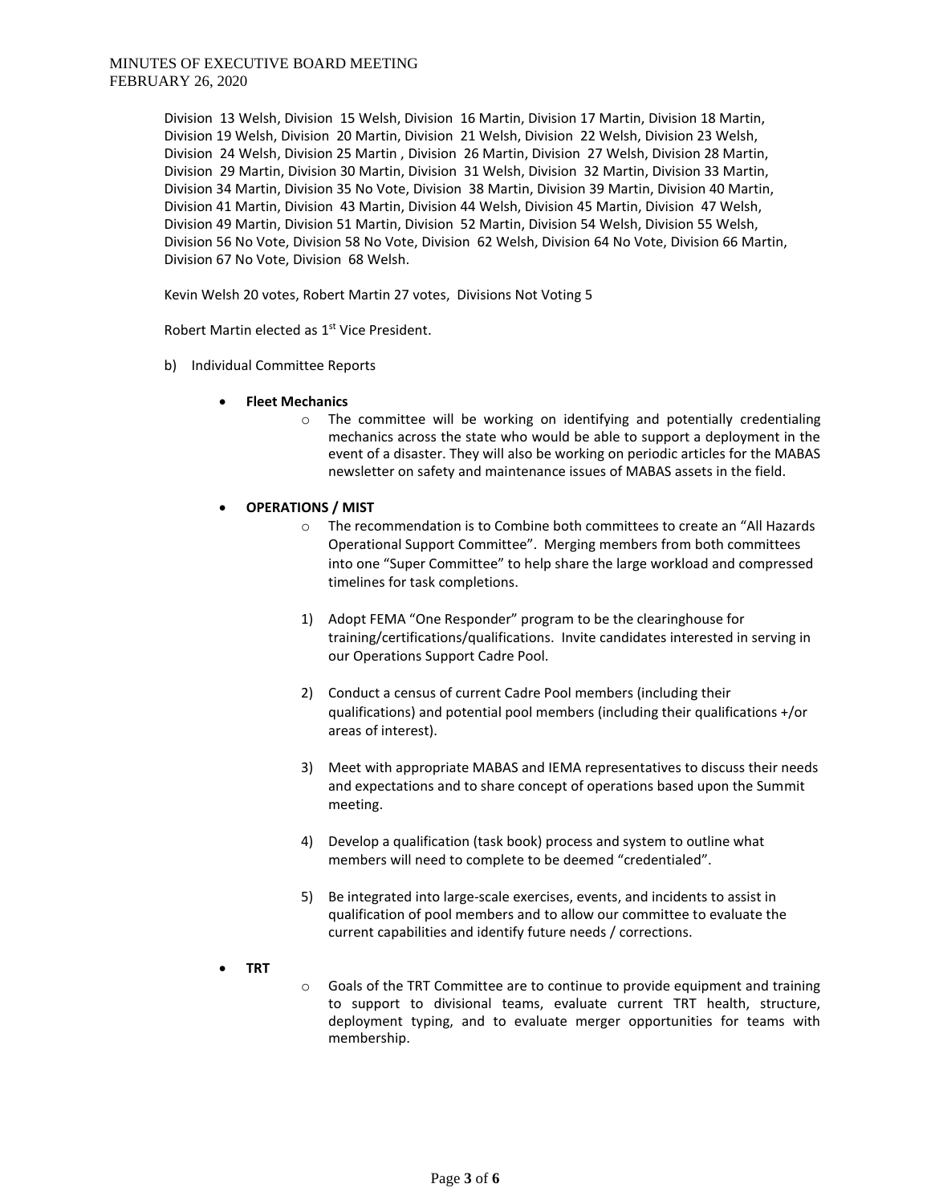Division 13 Welsh, Division 15 Welsh, Division 16 Martin, Division 17 Martin, Division 18 Martin, Division 19 Welsh, Division 20 Martin, Division 21 Welsh, Division 22 Welsh, Division 23 Welsh, Division 24 Welsh, Division 25 Martin , Division 26 Martin, Division 27 Welsh, Division 28 Martin, Division 29 Martin, Division 30 Martin, Division 31 Welsh, Division 32 Martin, Division 33 Martin, Division 34 Martin, Division 35 No Vote, Division 38 Martin, Division 39 Martin, Division 40 Martin, Division 41 Martin, Division 43 Martin, Division 44 Welsh, Division 45 Martin, Division 47 Welsh, Division 49 Martin, Division 51 Martin, Division 52 Martin, Division 54 Welsh, Division 55 Welsh, Division 56 No Vote, Division 58 No Vote, Division 62 Welsh, Division 64 No Vote, Division 66 Martin, Division 67 No Vote, Division 68 Welsh.

Kevin Welsh 20 votes, Robert Martin 27 votes, Divisions Not Voting 5

Robert Martin elected as 1st Vice President.

b) Individual Committee Reports

- **Fleet Mechanics**
  - The committee will be working on identifying and potentially credentialing mechanics across the state who would be able to support a deployment in the event of a disaster. They will also be working on periodic articles for the MABAS newsletter on safety and maintenance issues of MABAS assets in the field.

- **OPERATIONS / MIST**
  - The recommendation is to Combine both committees to create an "All Hazards Operational Support Committee". Merging members from both committees into one "Super Committee" to help share the large workload and compressed timelines for task completions.

  1) Adopt FEMA "One Responder" program to be the clearinghouse for training/certifications/qualifications. Invite candidates interested in serving in our Operations Support Cadre Pool.

  2) Conduct a census of current Cadre Pool members (including their qualifications) and potential pool members (including their qualifications +/or areas of interest).

  3) Meet with appropriate MABAS and IEMA representatives to discuss their needs and expectations and to share concept of operations based upon the Summit meeting.

  4) Develop a qualification (task book) process and system to outline what members will need to complete to be deemed "credentialed".

  5) Be integrated into large-scale exercises, events, and incidents to assist in qualification of pool members and to allow our committee to evaluate the current capabilities and identify future needs / corrections.

- **TRT**
  - Goals of the TRT Committee are to continue to provide equipment and training to support to divisional teams, evaluate current TRT health, structure, deployment typing, and to evaluate merger opportunities for teams with membership.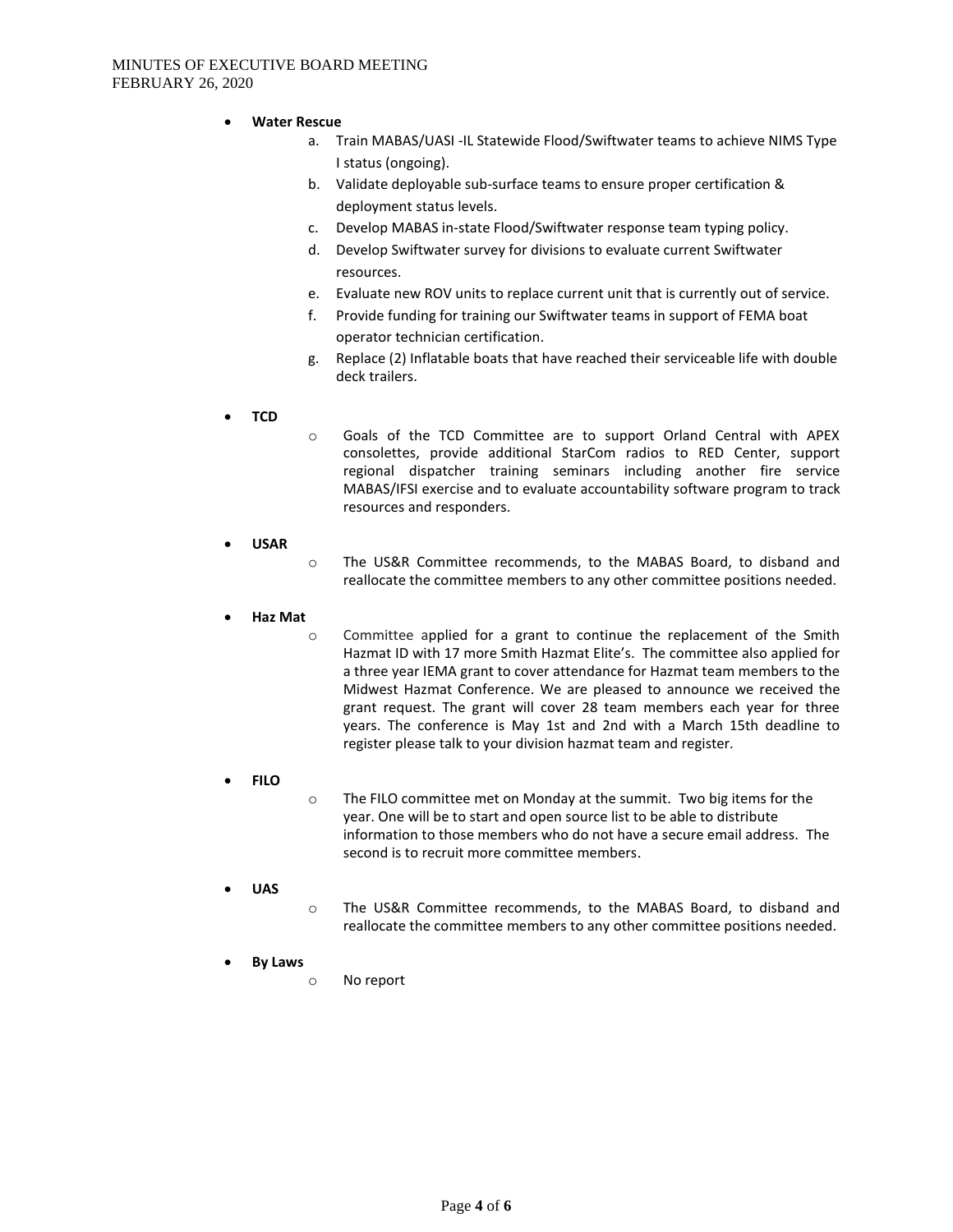- **Water Rescue**
    a. Train MABAS/UASI -IL Statewide Flood/Swiftwater teams to achieve NIMS Type I status (ongoing).
    b. Validate deployable sub-surface teams to ensure proper certification & deployment status levels.
    c. Develop MABAS in-state Flood/Swiftwater response team typing policy.
    d. Develop Swiftwater survey for divisions to evaluate current Swiftwater resources.
    e. Evaluate new ROV units to replace current unit that is currently out of service.
    f. Provide funding for training our Swiftwater teams in support of FEMA boat operator technician certification.
    g. Replace (2) Inflatable boats that have reached their serviceable life with double deck trailers.

- **TCD**
    - Goals of the TCD Committee are to support Orland Central with APEX consolettes, provide additional StarCom radios to RED Center, support regional dispatcher training seminars including another fire service MABAS/IFSI exercise and to evaluate accountability software program to track resources and responders.

- **USAR**
    - The US&R Committee recommends, to the MABAS Board, to disband and reallocate the committee members to any other committee positions needed.

- **Haz Mat**
    - Committee applied for a grant to continue the replacement of the Smith Hazmat ID with 17 more Smith Hazmat Elite's. The committee also applied for a three year IEMA grant to cover attendance for Hazmat team members to the Midwest Hazmat Conference. We are pleased to announce we received the grant request. The grant will cover 28 team members each year for three years. The conference is May 1st and 2nd with a March 15th deadline to register please talk to your division hazmat team and register.

- **FILO**
    - The FILO committee met on Monday at the summit. Two big items for the year. One will be to start and open source list to be able to distribute information to those members who do not have a secure email address. The second is to recruit more committee members.

- **UAS**
    - The US&R Committee recommends, to the MABAS Board, to disband and reallocate the committee members to any other committee positions needed.

- **By Laws**
    - No report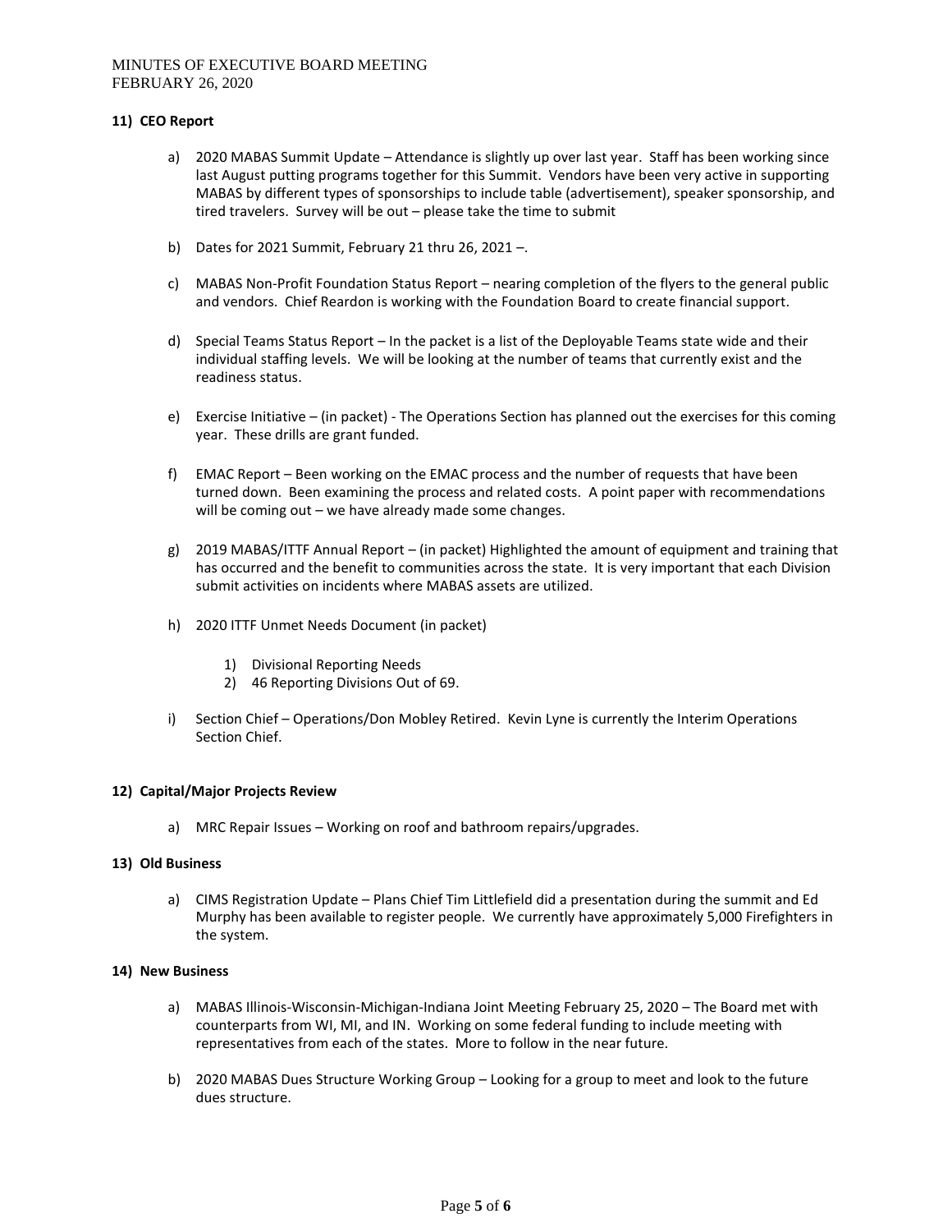## 11) CEO Report

a) 2020 MABAS Summit Update – Attendance is slightly up over last year. Staff has been working since last August putting programs together for this Summit. Vendors have been very active in supporting MABAS by different types of sponsorships to include table (advertisement), speaker sponsorship, and tired travelers. Survey will be out – please take the time to submit

b) Dates for 2021 Summit, February 21 thru 26, 2021 –.

c) MABAS Non-Profit Foundation Status Report – nearing completion of the flyers to the general public and vendors. Chief Reardon is working with the Foundation Board to create financial support.

d) Special Teams Status Report – In the packet is a list of the Deployable Teams state wide and their individual staffing levels. We will be looking at the number of teams that currently exist and the readiness status.

e) Exercise Initiative – (in packet) - The Operations Section has planned out the exercises for this coming year. These drills are grant funded.

f) EMAC Report – Been working on the EMAC process and the number of requests that have been turned down. Been examining the process and related costs. A point paper with recommendations will be coming out – we have already made some changes.

g) 2019 MABAS/ITTF Annual Report – (in packet) Highlighted the amount of equipment and training that has occurred and the benefit to communities across the state. It is very important that each Division submit activities on incidents where MABAS assets are utilized.

h) 2020 ITTF Unmet Needs Document (in packet)

   1) Divisional Reporting Needs
   2) 46 Reporting Divisions Out of 69.

i) Section Chief – Operations/Don Mobley Retired. Kevin Lyne is currently the Interim Operations Section Chief.

## 12) Capital/Major Projects Review

a) MRC Repair Issues – Working on roof and bathroom repairs/upgrades.

## 13) Old Business

a) CIMS Registration Update – Plans Chief Tim Littlefield did a presentation during the summit and Ed Murphy has been available to register people. We currently have approximately 5,000 Firefighters in the system.

## 14) New Business

a) MABAS Illinois-Wisconsin-Michigan-Indiana Joint Meeting February 25, 2020 – The Board met with counterparts from WI, MI, and IN. Working on some federal funding to include meeting with representatives from each of the states. More to follow in the near future.

b) 2020 MABAS Dues Structure Working Group – Looking for a group to meet and look to the future dues structure.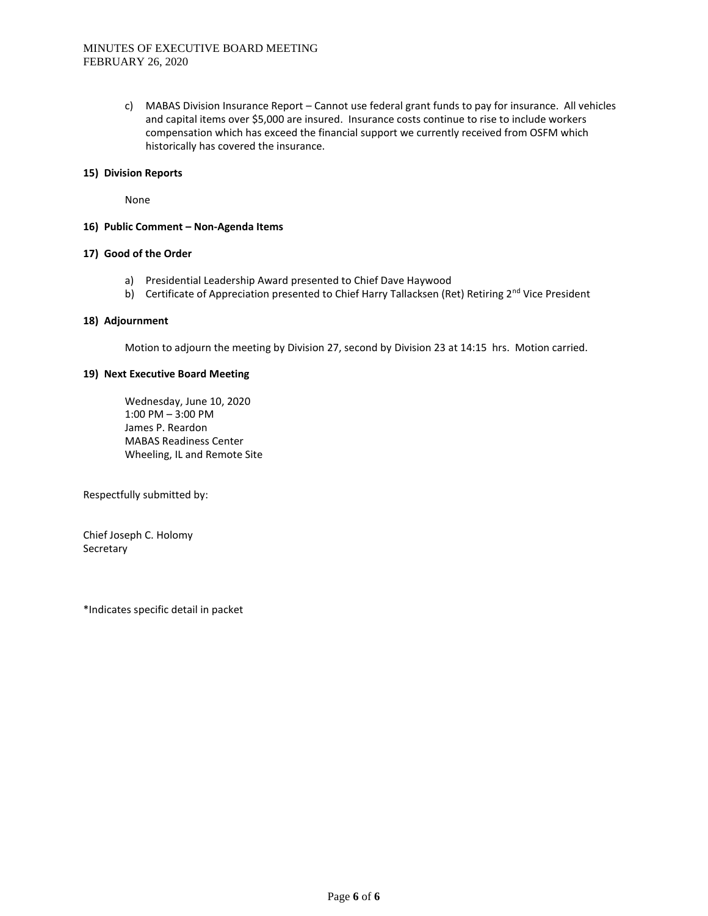c) MABAS Division Insurance Report – Cannot use federal grant funds to pay for insurance. All vehicles and capital items over $5,000 are insured. Insurance costs continue to rise to include workers compensation which has exceed the financial support we currently received from OSFM which historically has covered the insurance.

**15) Division Reports**

None

**16) Public Comment – Non-Agenda Items**

**17) Good of the Order**

a) Presidential Leadership Award presented to Chief Dave Haywood
b) Certificate of Appreciation presented to Chief Harry Tallacksen (Ret) Retiring 2nd Vice President

**18) Adjournment**

Motion to adjourn the meeting by Division 27, second by Division 23 at 14:15 hrs. Motion carried.

**19) Next Executive Board Meeting**

Wednesday, June 10, 2020
1:00 PM – 3:00 PM
James P. Reardon
MABAS Readiness Center
Wheeling, IL and Remote Site

Respectfully submitted by:

Chief Joseph C. Holomy
Secretary

*Indicates specific detail in packet